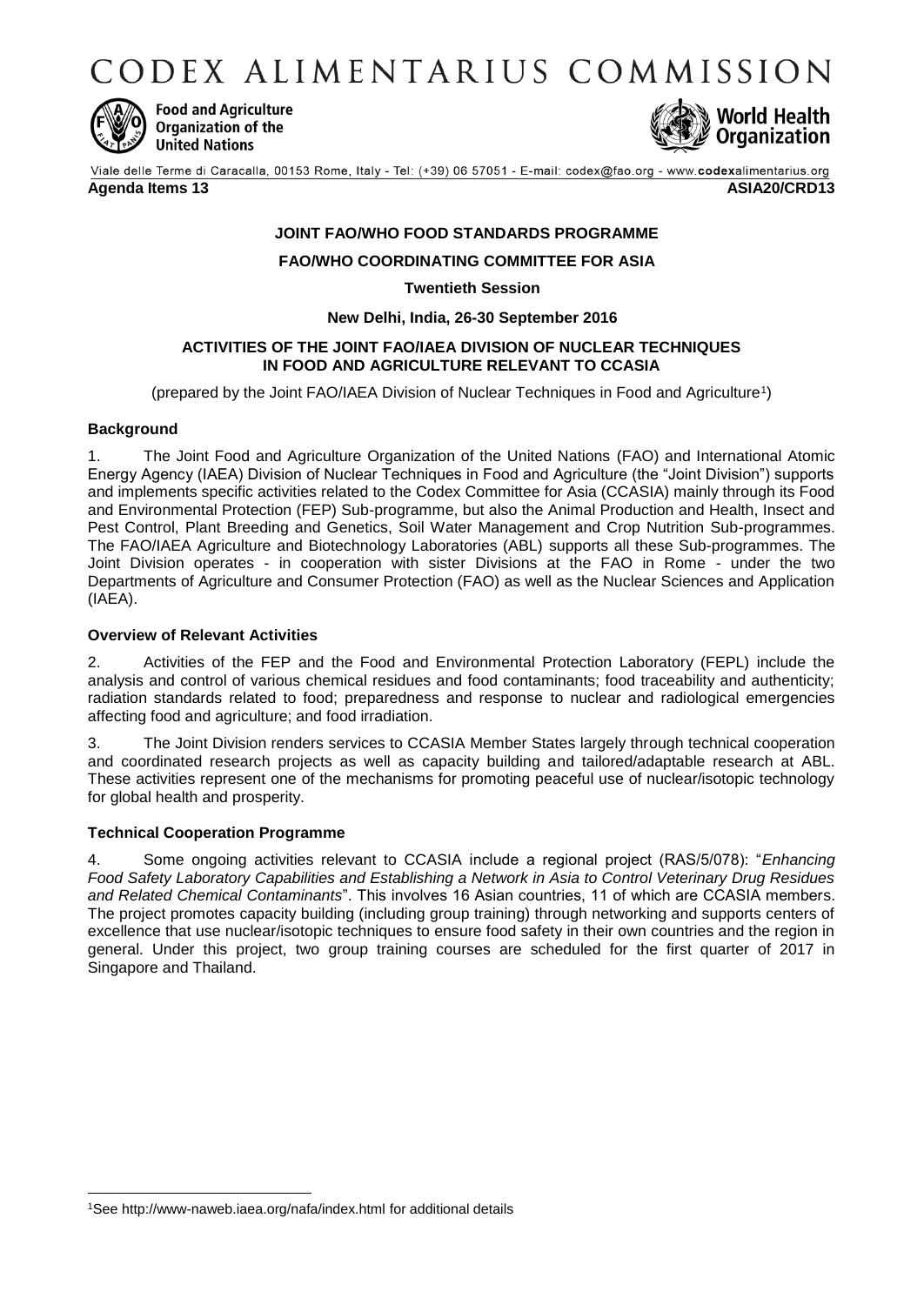# CODEX ALIMENTARIUS COMMISSION

Food and Agriculture Organization of the United Nations

World Health Organization

Viale delle Terme di Caracalla, 00153 Rome, Italy - Tel: (+39) 06 57051 - E-mail: codex@fao.org - www.codexalimentarius.org

**Agenda Items 13** **ASIA20/CRD13**

**JOINT FAO/WHO FOOD STANDARDS PROGRAMME**

**FAO/WHO COORDINATING COMMITTEE FOR ASIA**

**Twentieth Session**

**New Delhi, India, 26-30 September 2016**

**ACTIVITIES OF THE JOINT FAO/IAEA DIVISION OF NUCLEAR TECHNIQUES IN FOOD AND AGRICULTURE RELEVANT TO CCASIA**

(prepared by the Joint FAO/IAEA Division of Nuclear Techniques in Food and Agriculture[1])

### Background

1. The Joint Food and Agriculture Organization of the United Nations (FAO) and International Atomic Energy Agency (IAEA) Division of Nuclear Techniques in Food and Agriculture (the "Joint Division") supports and implements specific activities related to the Codex Committee for Asia (CCASIA) mainly through its Food and Environmental Protection (FEP) Sub-programme, but also the Animal Production and Health, Insect and Pest Control, Plant Breeding and Genetics, Soil Water Management and Crop Nutrition Sub-programmes. The FAO/IAEA Agriculture and Biotechnology Laboratories (ABL) supports all these Sub-programmes. The Joint Division operates - in cooperation with sister Divisions at the FAO in Rome - under the two Departments of Agriculture and Consumer Protection (FAO) as well as the Nuclear Sciences and Application (IAEA).

### Overview of Relevant Activities

2. Activities of the FEP and the Food and Environmental Protection Laboratory (FEPL) include the analysis and control of various chemical residues and food contaminants; food traceability and authenticity; radiation standards related to food; preparedness and response to nuclear and radiological emergencies affecting food and agriculture; and food irradiation.

3. The Joint Division renders services to CCASIA Member States largely through technical cooperation and coordinated research projects as well as capacity building and tailored/adaptable research at ABL. These activities represent one of the mechanisms for promoting peaceful use of nuclear/isotopic technology for global health and prosperity.

### Technical Cooperation Programme

4. Some ongoing activities relevant to CCASIA include a regional project (RAS/5/078): "*Enhancing Food Safety Laboratory Capabilities and Establishing a Network in Asia to Control Veterinary Drug Residues and Related Chemical Contaminants*". This involves 16 Asian countries, 11 of which are CCASIA members. The project promotes capacity building (including group training) through networking and supports centers of excellence that use nuclear/isotopic techniques to ensure food safety in their own countries and the region in general. Under this project, two group training courses are scheduled for the first quarter of 2017 in Singapore and Thailand.

---

[1] See http://www-naweb.iaea.org/nafa/index.html for additional details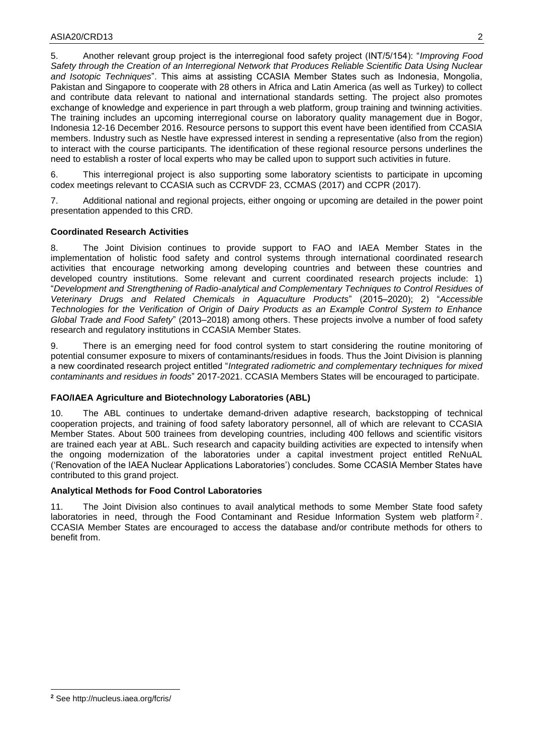5. Another relevant group project is the interregional food safety project (INT/5/154): "*Improving Food Safety through the Creation of an Interregional Network that Produces Reliable Scientific Data Using Nuclear and Isotopic Techniques*". This aims at assisting CCASIA Member States such as Indonesia, Mongolia, Pakistan and Singapore to cooperate with 28 others in Africa and Latin America (as well as Turkey) to collect and contribute data relevant to national and international standards setting. The project also promotes exchange of knowledge and experience in part through a web platform, group training and twinning activities. The training includes an upcoming interregional course on laboratory quality management due in Bogor, Indonesia 12-16 December 2016. Resource persons to support this event have been identified from CCASIA members. Industry such as Nestle have expressed interest in sending a representative (also from the region) to interact with the course participants. The identification of these regional resource persons underlines the need to establish a roster of local experts who may be called upon to support such activities in future.

6. This interregional project is also supporting some laboratory scientists to participate in upcoming codex meetings relevant to CCASIA such as CCRVDF 23, CCMAS (2017) and CCPR (2017).

7. Additional national and regional projects, either ongoing or upcoming are detailed in the power point presentation appended to this CRD.

**Coordinated Research Activities**

8. The Joint Division continues to provide support to FAO and IAEA Member States in the implementation of holistic food safety and control systems through international coordinated research activities that encourage networking among developing countries and between these countries and developed country institutions. Some relevant and current coordinated research projects include: 1) "*Development and Strengthening of Radio-analytical and Complementary Techniques to Control Residues of Veterinary Drugs and Related Chemicals in Aquaculture Products*" (2015–2020); 2) "*Accessible Technologies for the Verification of Origin of Dairy Products as an Example Control System to Enhance Global Trade and Food Safety*" (2013–2018) among others. These projects involve a number of food safety research and regulatory institutions in CCASIA Member States.

9. There is an emerging need for food control system to start considering the routine monitoring of potential consumer exposure to mixers of contaminants/residues in foods. Thus the Joint Division is planning a new coordinated research project entitled "*Integrated radiometric and complementary techniques for mixed contaminants and residues in foods*" 2017-2021. CCASIA Members States will be encouraged to participate.

**FAO/IAEA Agriculture and Biotechnology Laboratories (ABL)**

10. The ABL continues to undertake demand-driven adaptive research, backstopping of technical cooperation projects, and training of food safety laboratory personnel, all of which are relevant to CCASIA Member States. About 500 trainees from developing countries, including 400 fellows and scientific visitors are trained each year at ABL. Such research and capacity building activities are expected to intensify when the ongoing modernization of the laboratories under a capital investment project entitled ReNuAL ('Renovation of the IAEA Nuclear Applications Laboratories') concludes. Some CCASIA Member States have contributed to this grand project.

**Analytical Methods for Food Control Laboratories**

11. The Joint Division also continues to avail analytical methods to some Member State food safety laboratories in need, through the Food Contaminant and Residue Information System web platform [2]. CCASIA Member States are encouraged to access the database and/or contribute methods for others to benefit from.

---

[2] See http://nucleus.iaea.org/fcris/